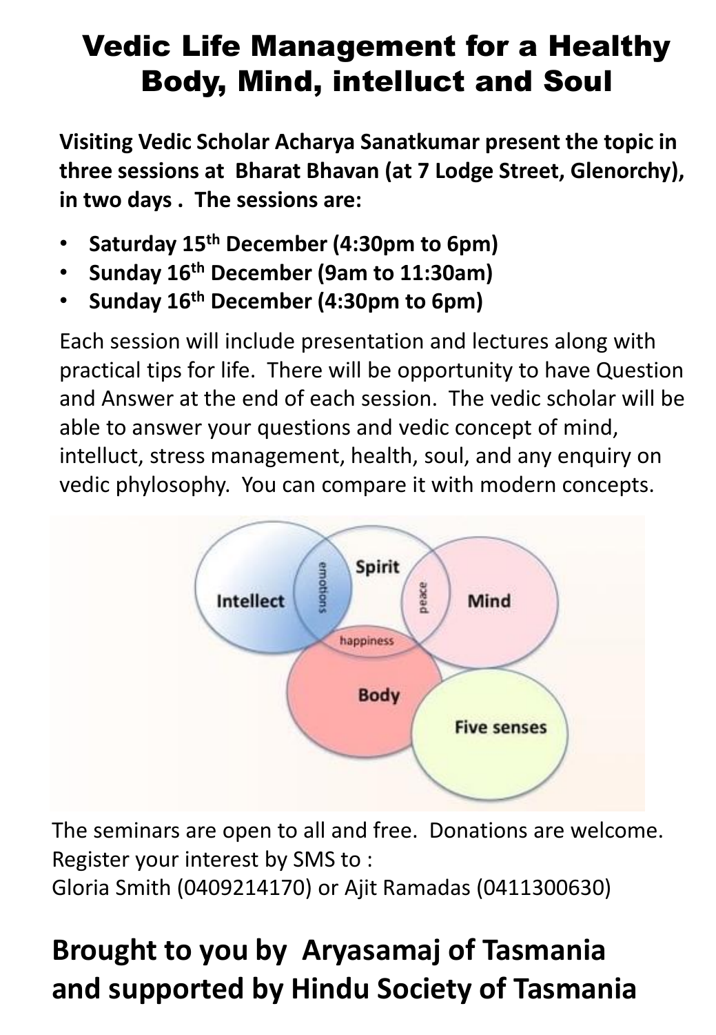# Vedic Life Management for a Healthy Body, Mind, intelluct and Soul

**Visiting Vedic Scholar Acharya Sanatkumar present the topic in three sessions at Bharat Bhavan (at 7 Lodge Street, Glenorchy), in two days . The sessions are:**

- **Saturday 15th December (4:30pm to 6pm)**
- **Sunday 16th December (9am to 11:30am)**
- **Sunday 16th December (4:30pm to 6pm)**

Each session will include presentation and lectures along with practical tips for life. There will be opportunity to have Question and Answer at the end of each session. The vedic scholar will be able to answer your questions and vedic concept of mind, intelluct, stress management, health, soul, and any enquiry on vedic phylosophy. You can compare it with modern concepts.

The seminars are open to all and free. Donations are welcome.
Register your interest by SMS to :
Gloria Smith (0409214170) or Ajit Ramadas (0411300630)

## Brought to you by Aryasamaj of Tasmania and supported by Hindu Society of Tasmania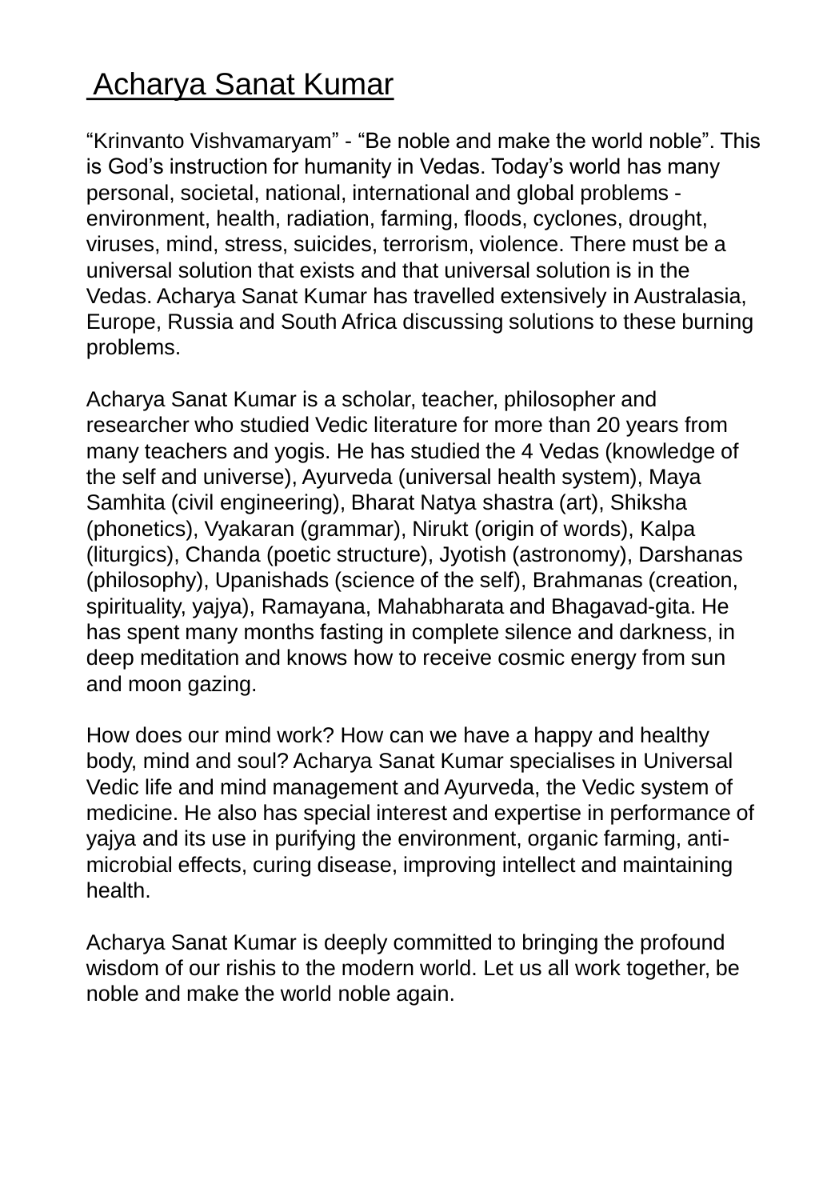# Acharya Sanat Kumar

"Krinvanto Vishvamaryam" - "Be noble and make the world noble". This is God's instruction for humanity in Vedas. Today's world has many personal, societal, national, international and global problems - environment, health, radiation, farming, floods, cyclones, drought, viruses, mind, stress, suicides, terrorism, violence. There must be a universal solution that exists and that universal solution is in the Vedas. Acharya Sanat Kumar has travelled extensively in Australasia, Europe, Russia and South Africa discussing solutions to these burning problems.

Acharya Sanat Kumar is a scholar, teacher, philosopher and researcher who studied Vedic literature for more than 20 years from many teachers and yogis. He has studied the 4 Vedas (knowledge of the self and universe), Ayurveda (universal health system), Maya Samhita (civil engineering), Bharat Natya shastra (art), Shiksha (phonetics), Vyakaran (grammar), Nirukt (origin of words), Kalpa (liturgics), Chanda (poetic structure), Jyotish (astronomy), Darshanas (philosophy), Upanishads (science of the self), Brahmanas (creation, spirituality, yajya), Ramayana, Mahabharata and Bhagavad-gita. He has spent many months fasting in complete silence and darkness, in deep meditation and knows how to receive cosmic energy from sun and moon gazing.

How does our mind work? How can we have a happy and healthy body, mind and soul? Acharya Sanat Kumar specialises in Universal Vedic life and mind management and Ayurveda, the Vedic system of medicine. He also has special interest and expertise in performance of yajya and its use in purifying the environment, organic farming, anti-microbial effects, curing disease, improving intellect and maintaining health.

Acharya Sanat Kumar is deeply committed to bringing the profound wisdom of our rishis to the modern world. Let us all work together, be noble and make the world noble again.